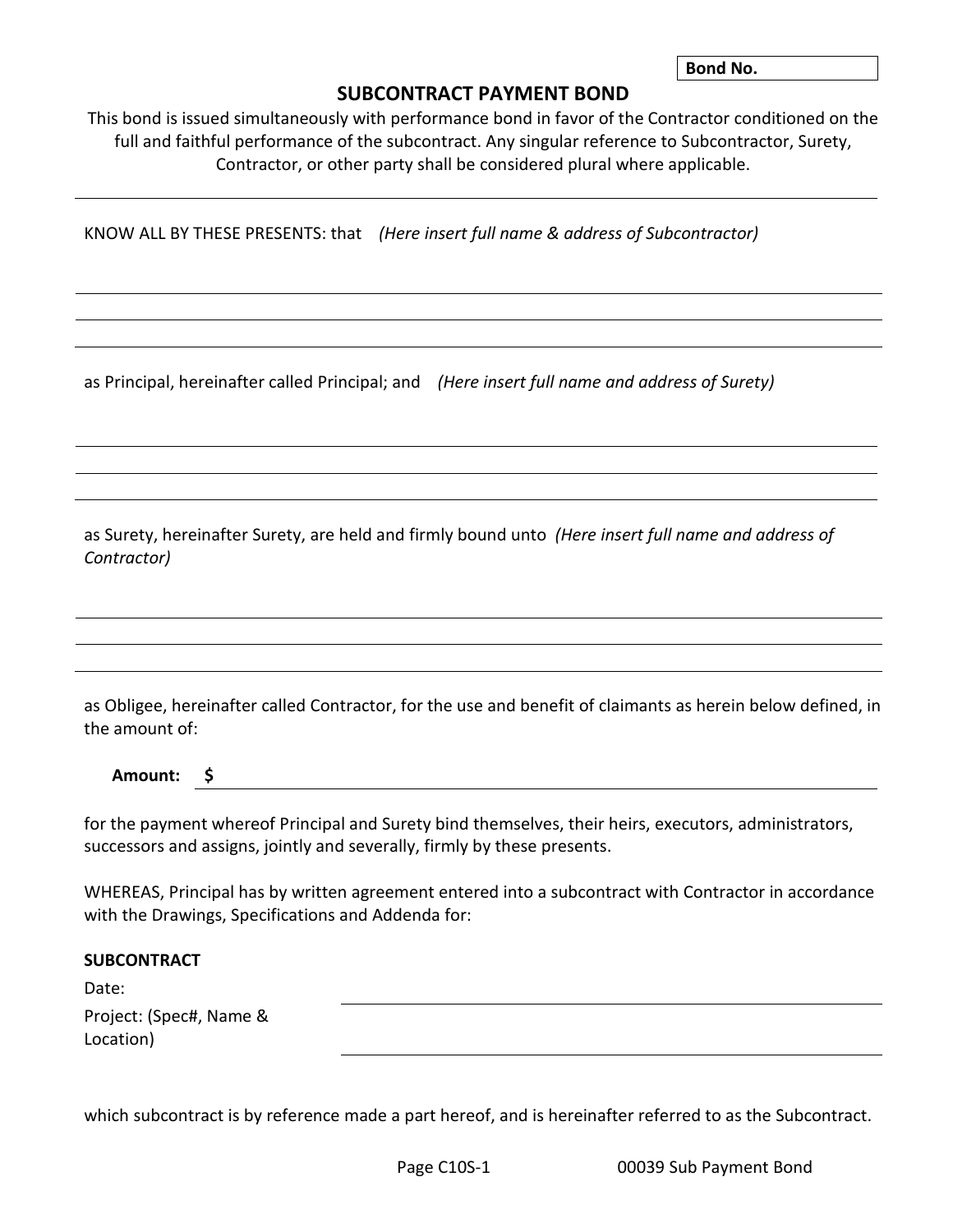**Bond No.**

# SUBCONTRACT PAYMENT BOND

This bond is issued simultaneously with performance bond in favor of the Contractor conditioned on the full and faithful performance of the subcontract. Any singular reference to Subcontractor, Surety, Contractor, or other party shall be considered plural where applicable.

---

KNOW ALL BY THESE PRESENTS: that *(Here insert full name & address of Subcontractor)*

---

---

---

as Principal, hereinafter called Principal; and *(Here insert full name and address of Surety)*

---

---

---

as Surety, hereinafter Surety, are held and firmly bound unto *(Here insert full name and address of Contractor)*

---

---

---

as Obligee, hereinafter called Contractor, for the use and benefit of claimants as herein below defined, in the amount of:

**Amount: $** \_\_\_\_\_\_\_\_\_\_\_\_\_\_\_\_\_\_\_\_\_\_\_\_\_\_\_\_\_\_\_\_\_\_\_\_\_\_\_\_

for the payment whereof Principal and Surety bind themselves, their heirs, executors, administrators, successors and assigns, jointly and severally, firmly by these presents.

WHEREAS, Principal has by written agreement entered into a subcontract with Contractor in accordance with the Drawings, Specifications and Addenda for:

**SUBCONTRACT**

Date: \_\_\_\_\_\_\_\_\_\_\_\_\_\_\_\_\_\_\_\_\_\_\_\_\_\_\_\_\_\_\_\_\_\_\_\_\_\_\_\_

Project: (Spec#, Name & Location) \_\_\_\_\_\_\_\_\_\_\_\_\_\_\_\_\_\_\_\_\_\_\_\_\_\_\_\_\_\_\_\_\_\_\_\_\_\_\_\_

which subcontract is by reference made a part hereof, and is hereinafter referred to as the Subcontract.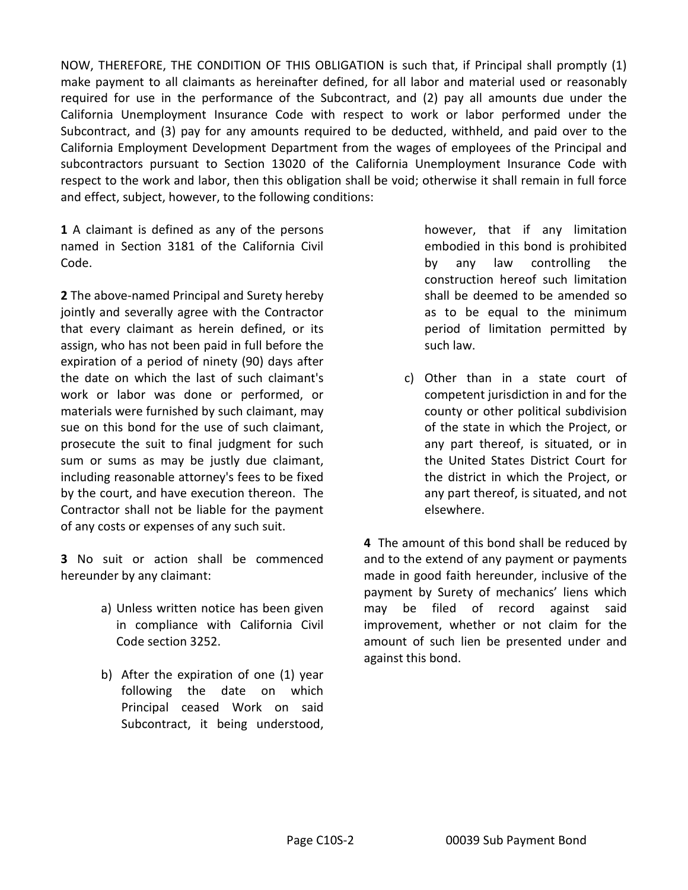NOW, THEREFORE, THE CONDITION OF THIS OBLIGATION is such that, if Principal shall promptly (1) make payment to all claimants as hereinafter defined, for all labor and material used or reasonably required for use in the performance of the Subcontract, and (2) pay all amounts due under the California Unemployment Insurance Code with respect to work or labor performed under the Subcontract, and (3) pay for any amounts required to be deducted, withheld, and paid over to the California Employment Development Department from the wages of employees of the Principal and subcontractors pursuant to Section 13020 of the California Unemployment Insurance Code with respect to the work and labor, then this obligation shall be void; otherwise it shall remain in full force and effect, subject, however, to the following conditions:

**1** A claimant is defined as any of the persons named in Section 3181 of the California Civil Code.

**2** The above-named Principal and Surety hereby jointly and severally agree with the Contractor that every claimant as herein defined, or its assign, who has not been paid in full before the expiration of a period of ninety (90) days after the date on which the last of such claimant's work or labor was done or performed, or materials were furnished by such claimant, may sue on this bond for the use of such claimant, prosecute the suit to final judgment for such sum or sums as may be justly due claimant, including reasonable attorney's fees to be fixed by the court, and have execution thereon. The Contractor shall not be liable for the payment of any costs or expenses of any such suit.

**3** No suit or action shall be commenced hereunder by any claimant:

a) Unless written notice has been given in compliance with California Civil Code section 3252.

b) After the expiration of one (1) year following the date on which Principal ceased Work on said Subcontract, it being understood, however, that if any limitation embodied in this bond is prohibited by any law controlling the construction hereof such limitation shall be deemed to be amended so as to be equal to the minimum period of limitation permitted by such law.

c) Other than in a state court of competent jurisdiction in and for the county or other political subdivision of the state in which the Project, or any part thereof, is situated, or in the United States District Court for the district in which the Project, or any part thereof, is situated, and not elsewhere.

**4** The amount of this bond shall be reduced by and to the extend of any payment or payments made in good faith hereunder, inclusive of the payment by Surety of mechanics' liens which may be filed of record against said improvement, whether or not claim for the amount of such lien be presented under and against this bond.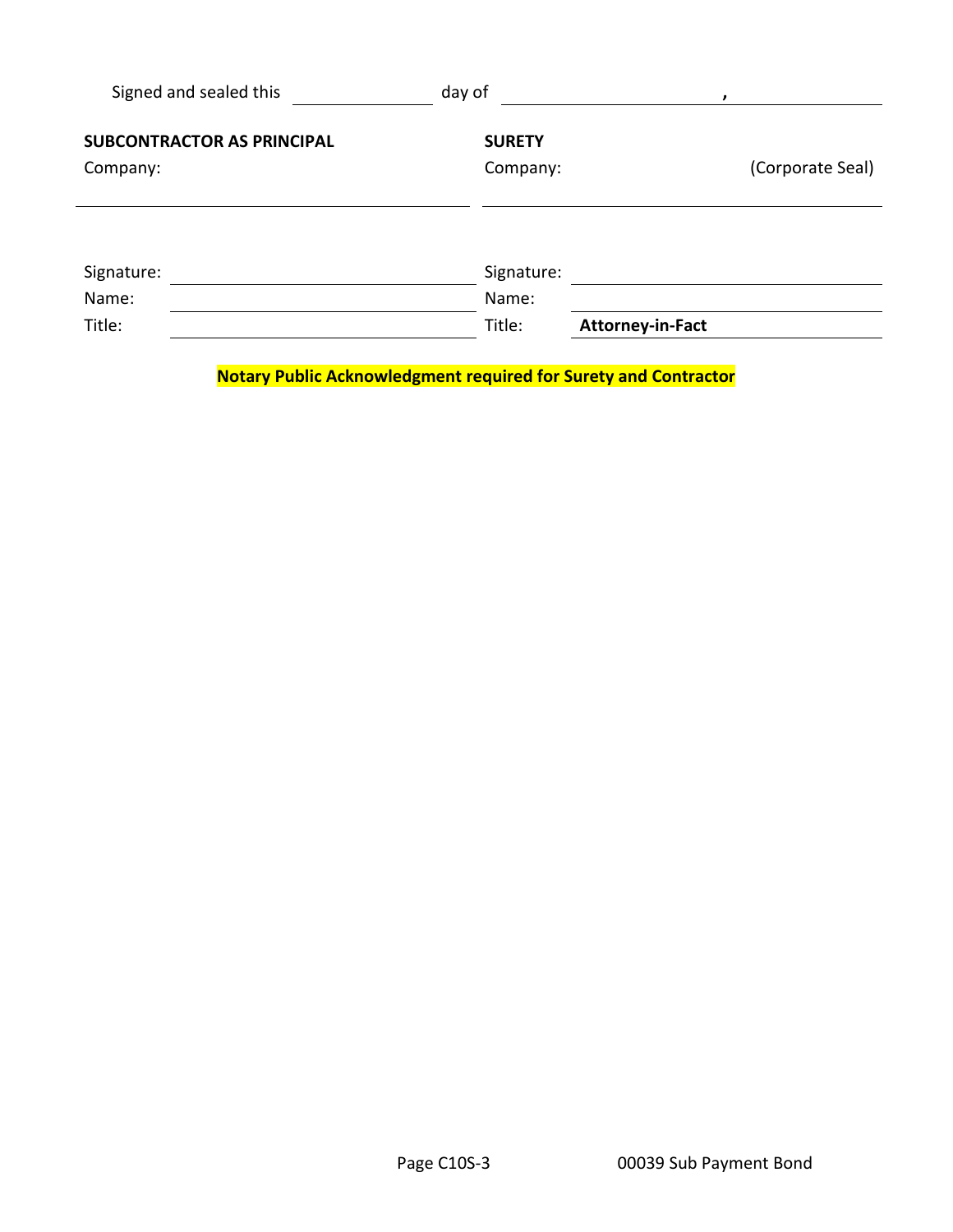Signed and sealed this ______________ day of ______________________ , ______________

| **SUBCONTRACTOR AS PRINCIPAL** | | **SURETY** | |
|---|---|---|---|
| Company: | | Company: | (Corporate Seal) |
| | | | |
| Signature: | | Signature: | |
| Name: | | Name: | |
| Title: | | Title: | **Attorney-in-Fact** |

**Notary Public Acknowledgment required for Surety and Contractor**